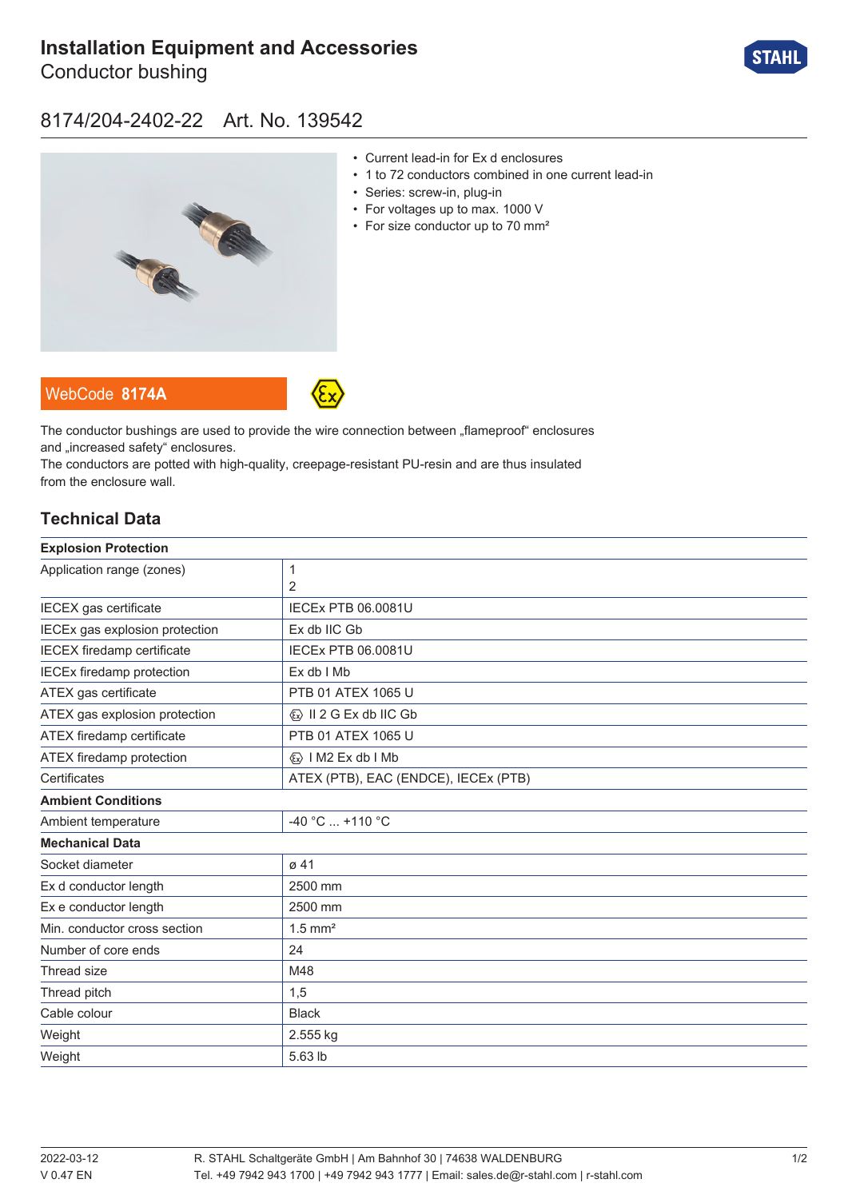# Installation Equipment and Accessories

Conductor bushing

## 8174/204-2402-22 Art. No. 139542

- Current lead-in for Ex d enclosures
- 1 to 72 conductors combined in one current lead-in
- Series: screw-in, plug-in
- For voltages up to max. 1000 V
- For size conductor up to 70 mm²

WebCode **8174A**

The conductor bushings are used to provide the wire connection between „flameproof“ enclosures and „increased safety“ enclosures.
The conductors are potted with high-quality, creepage-resistant PU-resin and are thus insulated from the enclosure wall.

## Technical Data

| **Explosion Protection** | |
|---|---|
| Application range (zones) | 1<br>2 |
| IECEX gas certificate | IECEx PTB 06.0081U |
| IECEx gas explosion protection | Ex db IIC Gb |
| IECEX firedamp certificate | IECEx PTB 06.0081U |
| IECEx firedamp protection | Ex db I Mb |
| ATEX gas certificate | PTB 01 ATEX 1065 U |
| ATEX gas explosion protection | Ⓔx II 2 G Ex db IIC Gb |
| ATEX firedamp certificate | PTB 01 ATEX 1065 U |
| ATEX firedamp protection | Ⓔx I M2 Ex db I Mb |
| Certificates | ATEX (PTB), EAC (ENDCE), IECEx (PTB) |
| **Ambient Conditions** | |
| Ambient temperature | -40 °C ... +110 °C |
| **Mechanical Data** | |
| Socket diameter | ø 41 |
| Ex d conductor length | 2500 mm |
| Ex e conductor length | 2500 mm |
| Min. conductor cross section | 1.5 mm² |
| Number of core ends | 24 |
| Thread size | M48 |
| Thread pitch | 1,5 |
| Cable colour | Black |
| Weight | 2.555 kg |
| Weight | 5.63 lb |

2022-03-12
V 0.47 EN

R. STAHL Schaltgeräte GmbH | Am Bahnhof 30 | 74638 WALDENBURG
Tel. +49 7942 943 1700 | +49 7942 943 1777 | Email: sales.de@r-stahl.com | r-stahl.com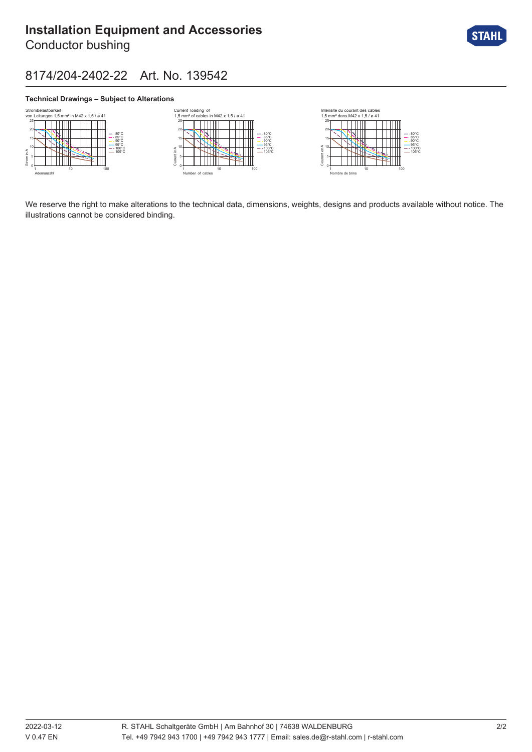# Installation Equipment and Accessories

Conductor bushing

## 8174/204-2402-22 Art. No. 139542

**Technical Drawings – Subject to Alterations**

Strombelastbarkeit
von Leitungen 1,5 mm² in M42 x 1,5 / ø 41
25
20
15
10
5
0
Strom in A
1
10
100
Adernanzahl
80°C
85°C
90°C
95°C
100°C
105°C

Current loading of
1,5 mm² of cables in M42 x 1,5 / ø 41
25
20
15
10
5
0
Current in A
1
10
100
Number of cables
80°C
85°C
90°C
95°C
100°C
105°C

Intensité du courant des câbles
1,5 mm² dans M42 x 1,5 / ø 41
25
20
15
10
5
0
Courant en A
1
10
100
Nombre de brins
80°C
85°C
90°C
95°C
100°C
105°C

We reserve the right to make alterations to the technical data, dimensions, weights, designs and products available without notice. The illustrations cannot be considered binding.

2022-03-12
V 0.47 EN

R. STAHL Schaltgeräte GmbH | Am Bahnhof 30 | 74638 WALDENBURG
Tel. +49 7942 943 1700 | +49 7942 943 1777 | Email: sales.de@r-stahl.com | r-stahl.com